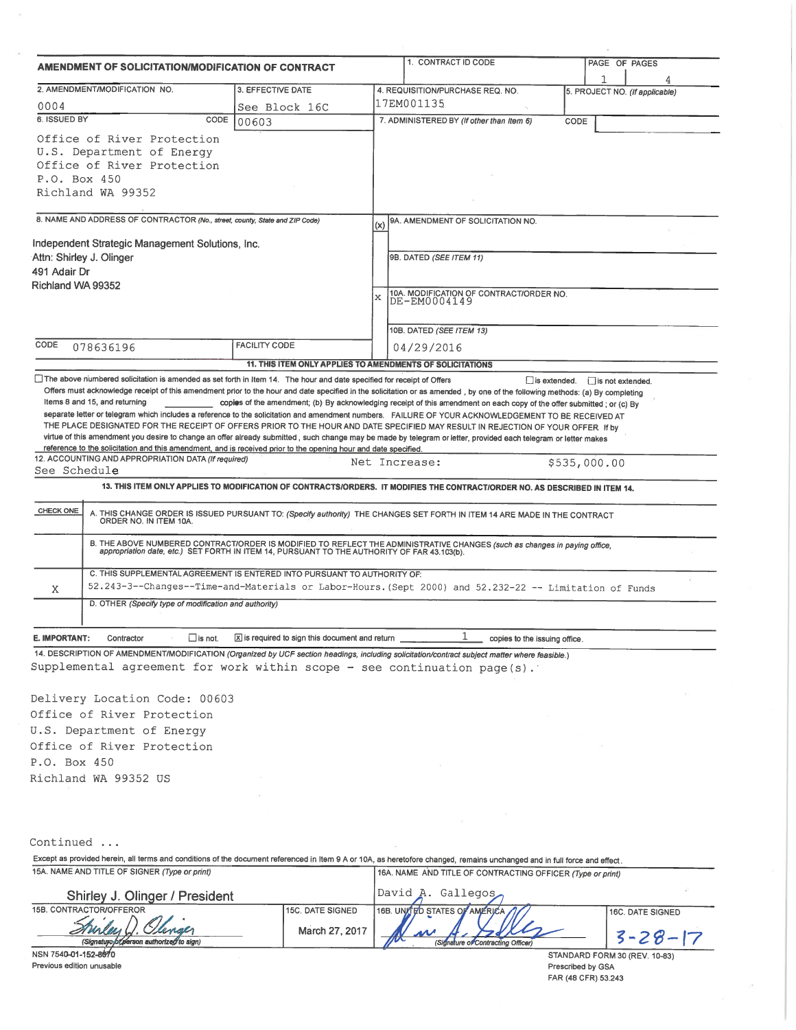# AMENDMENT OF SOLICITATION/MODIFICATION OF CONTRACT

| 1. CONTRACT ID CODE | PAGE OF PAGES |
|---|---|
| | 1 4 |

| 2. AMENDMENT/MODIFICATION NO. | 3. EFFECTIVE DATE | 4. REQUISITION/PURCHASE REQ. NO. | 5. PROJECT NO. (If applicable) |
|---|---|---|---|
| 0004 | See Block 16C | 17EM001135 | |

| 6. ISSUED BY | CODE | 7. ADMINISTERED BY (If other than Item 6) | CODE |
|---|---|---|---|
| Office of River Protection<br>U.S. Department of Energy<br>Office of River Protection<br>P.O. Box 450<br>Richland WA 99352 | 00603 | | |

**8. NAME AND ADDRESS OF CONTRACTOR** (No., street, county, State and ZIP Code)

Independent Strategic Management Solutions, Inc.
Attn: Shirley J. Olinger
491 Adair Dr
Richland WA 99352

CODE 078636196 FACILITY CODE

| (x) | |
|---|---|
| | 9A. AMENDMENT OF SOLICITATION NO. |
| | 9B. DATED (SEE ITEM 11) |
| x | 10A. MODIFICATION OF CONTRACT/ORDER NO. DE-EM0004149 |
| | 10B. DATED (SEE ITEM 13) 04/29/2016 |

**11. THIS ITEM ONLY APPLIES TO AMENDMENTS OF SOLICITATIONS**

☐ The above numbered solicitation is amended as set forth in Item 14. The hour and date specified for receipt of Offers ☐ is extended. ☐ is not extended.
Offers must acknowledge receipt of this amendment prior to the hour and date specified in the solicitation or as amended, by one of the following methods: (a) By completing Items 8 and 15, and returning ______ copies of the amendment; (b) By acknowledging receipt of this amendment on each copy of the offer submitted; or (c) By separate letter or telegram which includes a reference to the solicitation and amendment numbers. FAILURE OF YOUR ACKNOWLEDGEMENT TO BE RECEIVED AT THE PLACE DESIGNATED FOR THE RECEIPT OF OFFERS PRIOR TO THE HOUR AND DATE SPECIFIED MAY RESULT IN REJECTION OF YOUR OFFER. If by virtue of this amendment you desire to change an offer already submitted, such change may be made by telegram or letter, provided each telegram or letter makes reference to the solicitation and this amendment, and is received prior to the opening hour and date specified.

**12. ACCOUNTING AND APPROPRIATION DATA** (If required)
See Schedule — Net Increase: $535,000.00

**13. THIS ITEM ONLY APPLIES TO MODIFICATION OF CONTRACTS/ORDERS. IT MODIFIES THE CONTRACT/ORDER NO. AS DESCRIBED IN ITEM 14.**

| CHECK ONE | |
|---|---|
| | A. THIS CHANGE ORDER IS ISSUED PURSUANT TO: (Specify authority) THE CHANGES SET FORTH IN ITEM 14 ARE MADE IN THE CONTRACT ORDER NO. IN ITEM 10A. |
| | B. THE ABOVE NUMBERED CONTRACT/ORDER IS MODIFIED TO REFLECT THE ADMINISTRATIVE CHANGES (such as changes in paying office, appropriation date, etc.) SET FORTH IN ITEM 14, PURSUANT TO THE AUTHORITY OF FAR 43.103(b). |
| X | C. THIS SUPPLEMENTAL AGREEMENT IS ENTERED INTO PURSUANT TO AUTHORITY OF: 52.243-3--Changes--Time-and-Materials or Labor-Hours.(Sept 2000) and 52.232-22 -- Limitation of Funds |
| | D. OTHER (Specify type of modification and authority) |

**E. IMPORTANT:** Contractor ☐ is not. ☒ is required to sign this document and return 1 copies to the issuing office.

**14. DESCRIPTION OF AMENDMENT/MODIFICATION** (Organized by UCF section headings, including solicitation/contract subject matter where feasible.)

Supplemental agreement for work within scope - see continuation page(s).

Delivery Location Code: 00603
Office of River Protection
U.S. Department of Energy
Office of River Protection
P.O. Box 450
Richland WA 99352 US

Continued ...

Except as provided herein, all terms and conditions of the document referenced in Item 9 A or 10A, as heretofore changed, remains unchanged and in full force and effect.

| 15A. NAME AND TITLE OF SIGNER (Type or print) | | 16A. NAME AND TITLE OF CONTRACTING OFFICER (Type or print) | |
|---|---|---|---|
| Shirley J. Olinger / President | | David A. Gallegos | |
| 15B. CONTRACTOR/OFFEROR | 15C. DATE SIGNED | 16B. UNITED STATES OF AMERICA | 16C. DATE SIGNED |
| Shirley J. Olinger (Signature of person authorized to sign) | March 27, 2017 | (Signature of Contracting Officer) | 3-28-17 |

NSN 7540-01-152-8070
Previous edition unusable

STANDARD FORM 30 (REV. 10-83)
Prescribed by GSA
FAR (48 CFR) 53.243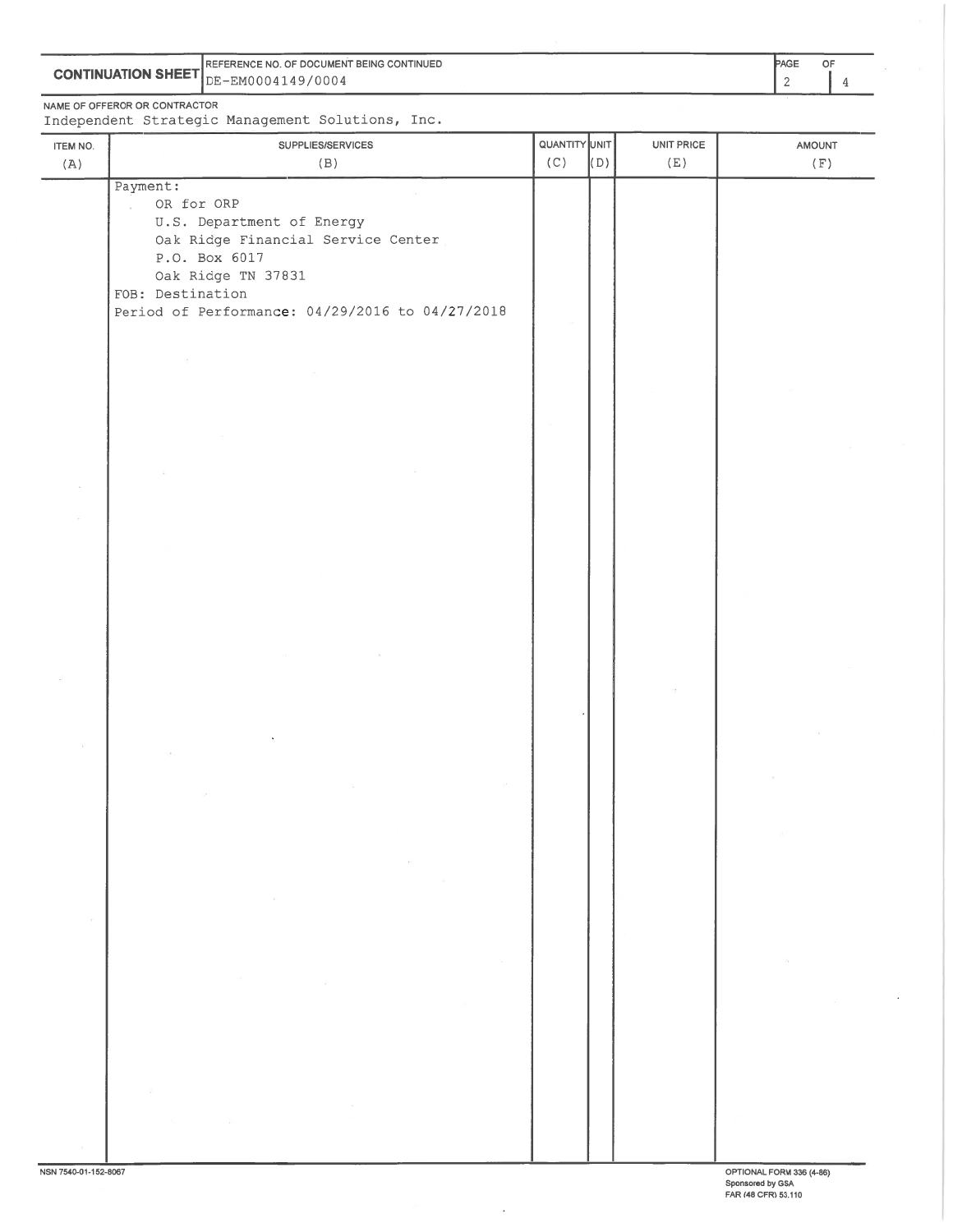**CONTINUATION SHEET**

REFERENCE NO. OF DOCUMENT BEING CONTINUED: DE-EM0004149/0004

NAME OF OFFEROR OR CONTRACTOR: Independent Strategic Management Solutions, Inc.

| ITEM NO. (A) | SUPPLIES/SERVICES (B) | QUANTITY (C) | UNIT (D) | UNIT PRICE (E) | AMOUNT (F) |
|---|---|---|---|---|---|
| | Payment:<br>OR for ORP<br>U.S. Department of Energy<br>Oak Ridge Financial Service Center<br>P.O. Box 6017<br>Oak Ridge TN 37831<br>FOB: Destination<br>Period of Performance: 04/29/2016 to 04/27/2018 | | | | |

NSN 7540-01-152-8067

OPTIONAL FORM 336 (4-86)
Sponsored by GSA
FAR (48 CFR) 53.110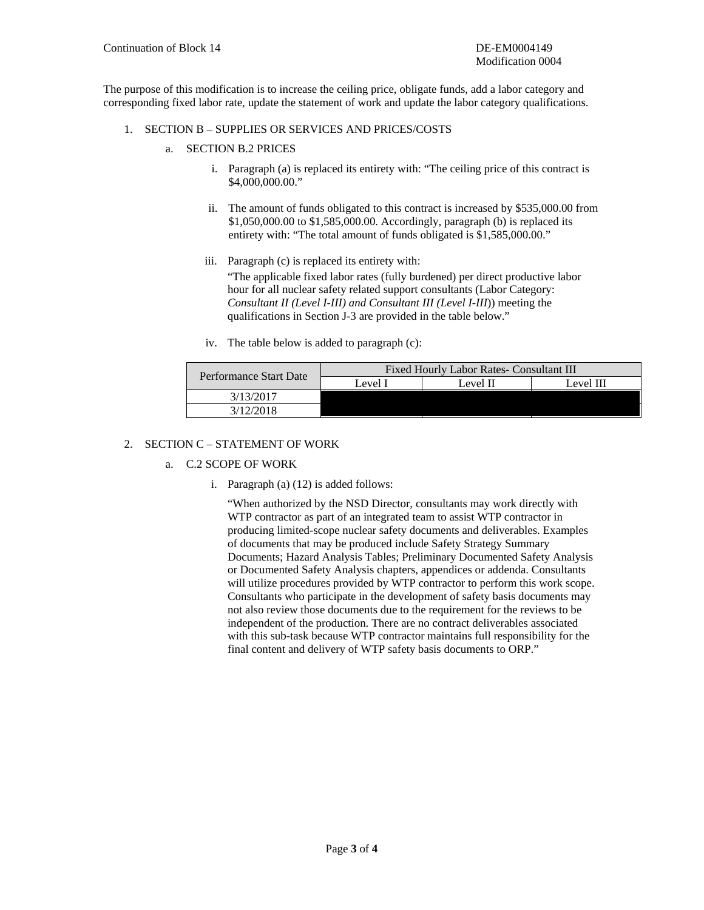Continuation of Block 14

DE-EM0004149
Modification 0004

The purpose of this modification is to increase the ceiling price, obligate funds, add a labor category and corresponding fixed labor rate, update the statement of work and update the labor category qualifications.

1. SECTION B – SUPPLIES OR SERVICES AND PRICES/COSTS

   a. SECTION B.2 PRICES

      i. Paragraph (a) is replaced its entirety with: "The ceiling price of this contract is $4,000,000.00."

      ii. The amount of funds obligated to this contract is increased by $535,000.00 from $1,050,000.00 to $1,585,000.00. Accordingly, paragraph (b) is replaced its entirety with: "The total amount of funds obligated is $1,585,000.00."

      iii. Paragraph (c) is replaced its entirety with:
      "The applicable fixed labor rates (fully burdened) per direct productive labor hour for all nuclear safety related support consultants (Labor Category: *Consultant II (Level I-III) and Consultant III (Level I-III)*) meeting the qualifications in Section J-3 are provided in the table below."

      iv. The table below is added to paragraph (c):

| Performance Start Date | Fixed Hourly Labor Rates- Consultant III | | |
|---|---|---|---|
| | Level I | Level II | Level III |
| 3/13/2017 | | | |
| 3/12/2018 | | | |

2. SECTION C – STATEMENT OF WORK

   a. C.2 SCOPE OF WORK

      i. Paragraph (a) (12) is added follows:

      "When authorized by the NSD Director, consultants may work directly with WTP contractor as part of an integrated team to assist WTP contractor in producing limited-scope nuclear safety documents and deliverables. Examples of documents that may be produced include Safety Strategy Summary Documents; Hazard Analysis Tables; Preliminary Documented Safety Analysis or Documented Safety Analysis chapters, appendices or addenda. Consultants will utilize procedures provided by WTP contractor to perform this work scope. Consultants who participate in the development of safety basis documents may not also review those documents due to the requirement for the reviews to be independent of the production. There are no contract deliverables associated with this sub-task because WTP contractor maintains full responsibility for the final content and delivery of WTP safety basis documents to ORP."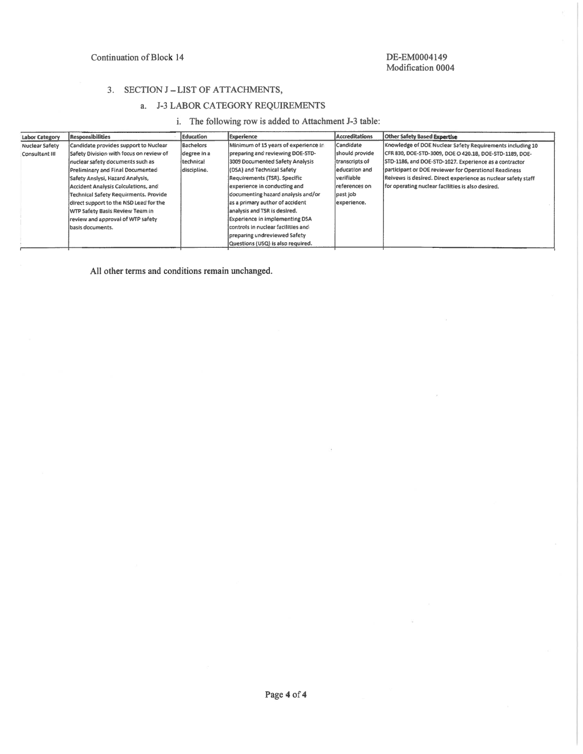Continuation of Block 14

DE-EM0004149
Modification 0004

3. SECTION J – LIST OF ATTACHMENTS,

   a. J-3 LABOR CATEGORY REQUIREMENTS

      i. The following row is added to Attachment J-3 table:

| Labor Category | Responsibilities | Education | Experience | Accreditations | Other Safety Based Expertise |
|---|---|---|---|---|---|
| Nuclear Safety Consultant III | Candidate provides support to Nuclear Safety Division with focus on review of nuclear safety documents such as Preliminary and Final Documented Safety Anslysi, Hazard Analysis, Accident Analysis Calculations, and Technical Safety Requirments. Provide direct support to the NSD Lead for the WTP Safety Basis Review Team in review and approval of WTP safety basis documents. | Bachelors degree in a technical discipline. | Minimum of 15 years of experience in preparing and reviewing DOE-STD-3009 Documented Safety Analysis (DSA) and Technical Safety Requirements (TSR). Specific experience in conducting and documenting hazard analysis and/or as a primary author of accident analysis and TSR is desired. Experience in implementing DSA controls in nuclear facilities and preparing undreviewed Safety Questions (USQ) is also required. | Candidate should provide transcripts of education and verifiable references on past job experience. | Knowledge of DOE Nuclear Safety Requirements including 10 CFR 830, DOE-STD-3009, DOE O 420.1B, DOE-STD-1189, DOE-STD-1186, and DOE-STD-1027. Experience as a contractor participant or DOE reviewer for Operational Readiness Reivews is desired. Direct experience as nuclear safety staff for operating nuclear facilities is also desired. |

All other terms and conditions remain unchanged.